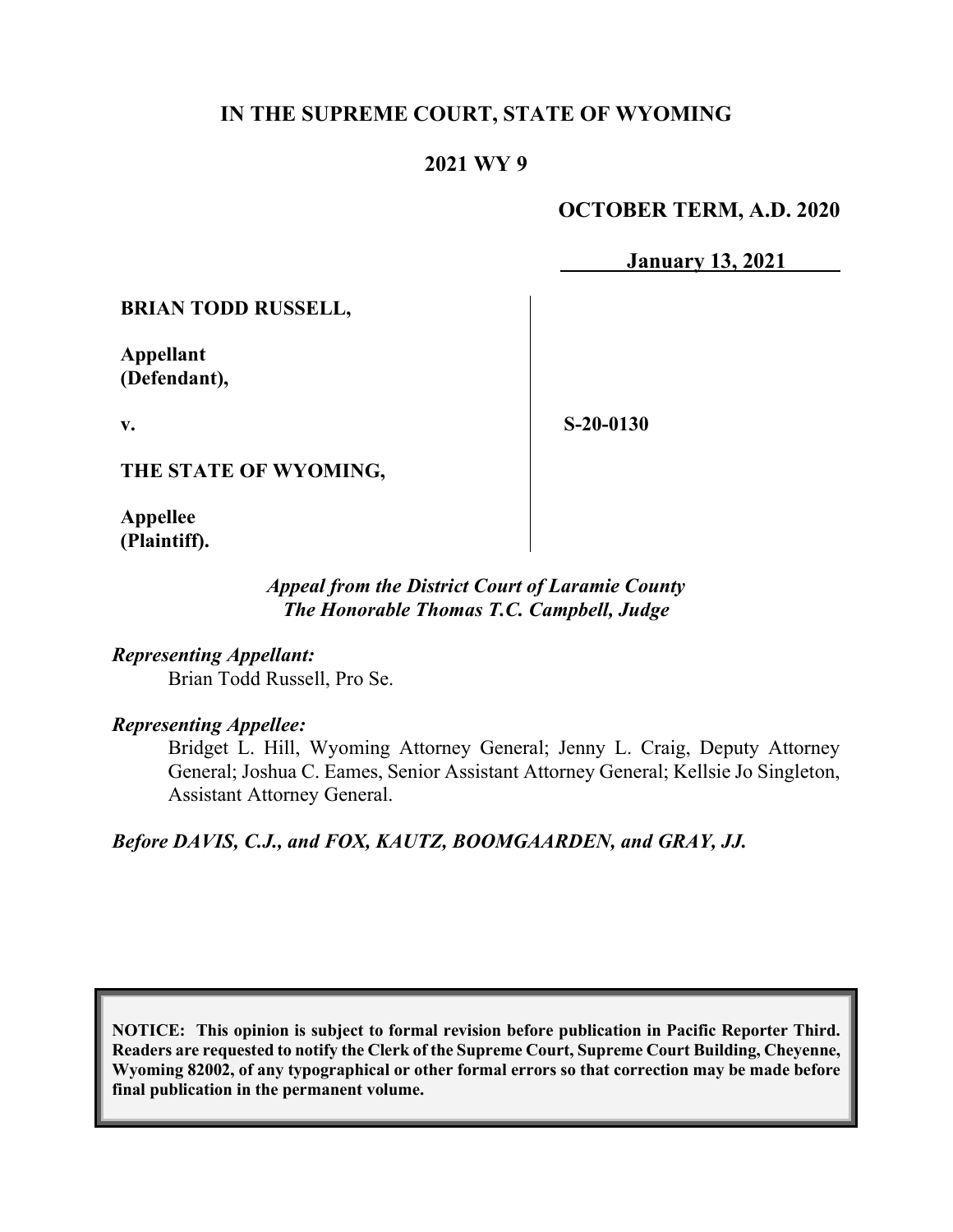# IN THE SUPREME COURT, STATE OF WYOMING

## 2021 WY 9

**OCTOBER TERM, A.D. 2020**

**January 13, 2021**

**BRIAN TODD RUSSELL,**

**Appellant (Defendant),**

**v.**

**THE STATE OF WYOMING,**

**Appellee (Plaintiff).**

**S-20-0130**

*Appeal from the District Court of Laramie County*
*The Honorable Thomas T.C. Campbell, Judge*

*Representing Appellant:*
Brian Todd Russell, Pro Se.

*Representing Appellee:*
Bridget L. Hill, Wyoming Attorney General; Jenny L. Craig, Deputy Attorney General; Joshua C. Eames, Senior Assistant Attorney General; Kellsie Jo Singleton, Assistant Attorney General.

*Before DAVIS, C.J., and FOX, KAUTZ, BOOMGAARDEN, and GRAY, JJ.*

**NOTICE: This opinion is subject to formal revision before publication in Pacific Reporter Third. Readers are requested to notify the Clerk of the Supreme Court, Supreme Court Building, Cheyenne, Wyoming 82002, of any typographical or other formal errors so that correction may be made before final publication in the permanent volume.**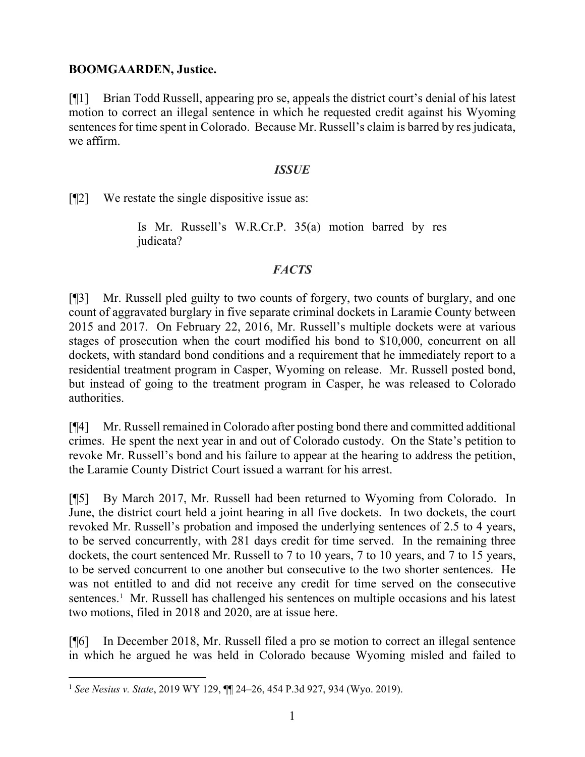**BOOMGAARDEN, Justice.**

[¶1] Brian Todd Russell, appearing pro se, appeals the district court's denial of his latest motion to correct an illegal sentence in which he requested credit against his Wyoming sentences for time spent in Colorado. Because Mr. Russell's claim is barred by res judicata, we affirm.

### *ISSUE*

[¶2] We restate the single dispositive issue as:

> Is Mr. Russell's W.R.Cr.P. 35(a) motion barred by res judicata?

### *FACTS*

[¶3] Mr. Russell pled guilty to two counts of forgery, two counts of burglary, and one count of aggravated burglary in five separate criminal dockets in Laramie County between 2015 and 2017. On February 22, 2016, Mr. Russell's multiple dockets were at various stages of prosecution when the court modified his bond to $10,000, concurrent on all dockets, with standard bond conditions and a requirement that he immediately report to a residential treatment program in Casper, Wyoming on release. Mr. Russell posted bond, but instead of going to the treatment program in Casper, he was released to Colorado authorities.

[¶4] Mr. Russell remained in Colorado after posting bond there and committed additional crimes. He spent the next year in and out of Colorado custody. On the State's petition to revoke Mr. Russell's bond and his failure to appear at the hearing to address the petition, the Laramie County District Court issued a warrant for his arrest.

[¶5] By March 2017, Mr. Russell had been returned to Wyoming from Colorado. In June, the district court held a joint hearing in all five dockets. In two dockets, the court revoked Mr. Russell's probation and imposed the underlying sentences of 2.5 to 4 years, to be served concurrently, with 281 days credit for time served. In the remaining three dockets, the court sentenced Mr. Russell to 7 to 10 years, 7 to 10 years, and 7 to 15 years, to be served concurrent to one another but consecutive to the two shorter sentences. He was not entitled to and did not receive any credit for time served on the consecutive sentences.[1] Mr. Russell has challenged his sentences on multiple occasions and his latest two motions, filed in 2018 and 2020, are at issue here.

[¶6] In December 2018, Mr. Russell filed a pro se motion to correct an illegal sentence in which he argued he was held in Colorado because Wyoming misled and failed to

---

[1] *See Nesius v. State*, 2019 WY 129, ¶¶ 24–26, 454 P.3d 927, 934 (Wyo. 2019).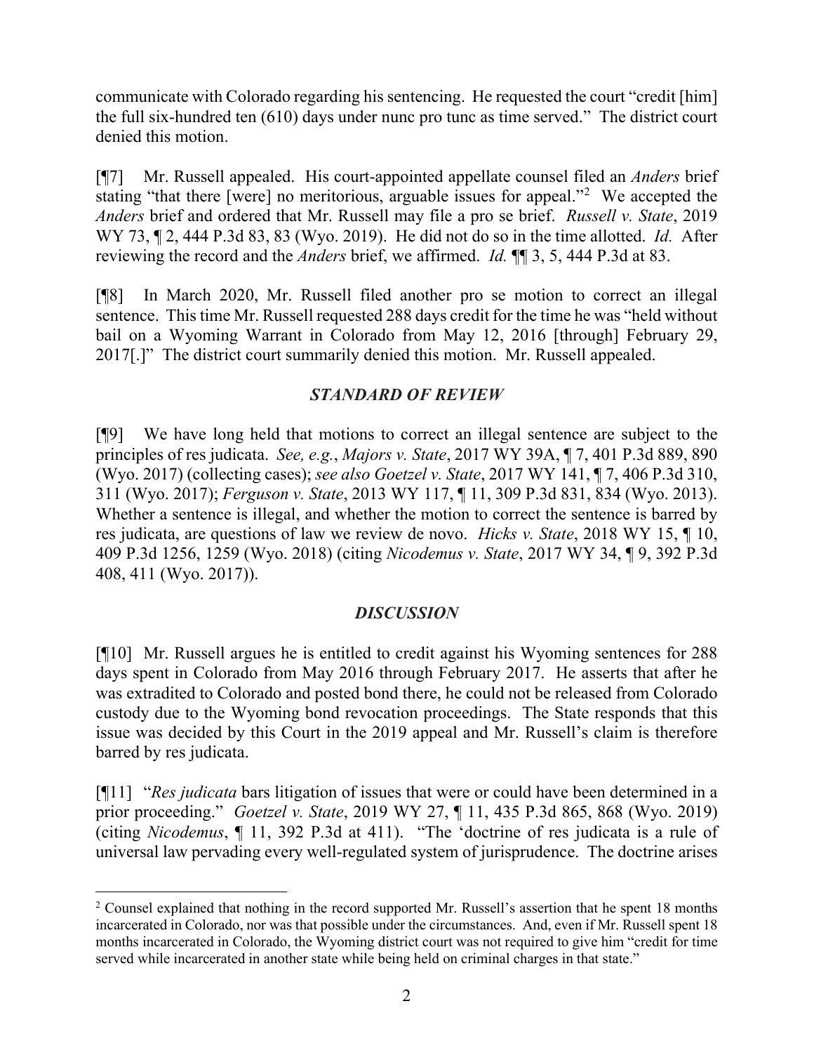communicate with Colorado regarding his sentencing. He requested the court "credit [him] the full six-hundred ten (610) days under nunc pro tunc as time served." The district court denied this motion.

[¶7] Mr. Russell appealed. His court-appointed appellate counsel filed an *Anders* brief stating "that there [were] no meritorious, arguable issues for appeal."[2] We accepted the *Anders* brief and ordered that Mr. Russell may file a pro se brief. *Russell v. State*, 2019 WY 73, ¶ 2, 444 P.3d 83, 83 (Wyo. 2019). He did not do so in the time allotted. *Id.* After reviewing the record and the *Anders* brief, we affirmed. *Id.* ¶¶ 3, 5, 444 P.3d at 83.

[¶8] In March 2020, Mr. Russell filed another pro se motion to correct an illegal sentence. This time Mr. Russell requested 288 days credit for the time he was "held without bail on a Wyoming Warrant in Colorado from May 12, 2016 [through] February 29, 2017[.]" The district court summarily denied this motion. Mr. Russell appealed.

## *STANDARD OF REVIEW*

[¶9] We have long held that motions to correct an illegal sentence are subject to the principles of res judicata. *See, e.g.*, *Majors v. State*, 2017 WY 39A, ¶ 7, 401 P.3d 889, 890 (Wyo. 2017) (collecting cases); *see also Goetzel v. State*, 2017 WY 141, ¶ 7, 406 P.3d 310, 311 (Wyo. 2017); *Ferguson v. State*, 2013 WY 117, ¶ 11, 309 P.3d 831, 834 (Wyo. 2013). Whether a sentence is illegal, and whether the motion to correct the sentence is barred by res judicata, are questions of law we review de novo. *Hicks v. State*, 2018 WY 15, ¶ 10, 409 P.3d 1256, 1259 (Wyo. 2018) (citing *Nicodemus v. State*, 2017 WY 34, ¶ 9, 392 P.3d 408, 411 (Wyo. 2017)).

## *DISCUSSION*

[¶10] Mr. Russell argues he is entitled to credit against his Wyoming sentences for 288 days spent in Colorado from May 2016 through February 2017. He asserts that after he was extradited to Colorado and posted bond there, he could not be released from Colorado custody due to the Wyoming bond revocation proceedings. The State responds that this issue was decided by this Court in the 2019 appeal and Mr. Russell's claim is therefore barred by res judicata.

[¶11] "*Res judicata* bars litigation of issues that were or could have been determined in a prior proceeding." *Goetzel v. State*, 2019 WY 27, ¶ 11, 435 P.3d 865, 868 (Wyo. 2019) (citing *Nicodemus*, ¶ 11, 392 P.3d at 411). "The 'doctrine of res judicata is a rule of universal law pervading every well-regulated system of jurisprudence. The doctrine arises

---

[2] Counsel explained that nothing in the record supported Mr. Russell's assertion that he spent 18 months incarcerated in Colorado, nor was that possible under the circumstances. And, even if Mr. Russell spent 18 months incarcerated in Colorado, the Wyoming district court was not required to give him "credit for time served while incarcerated in another state while being held on criminal charges in that state."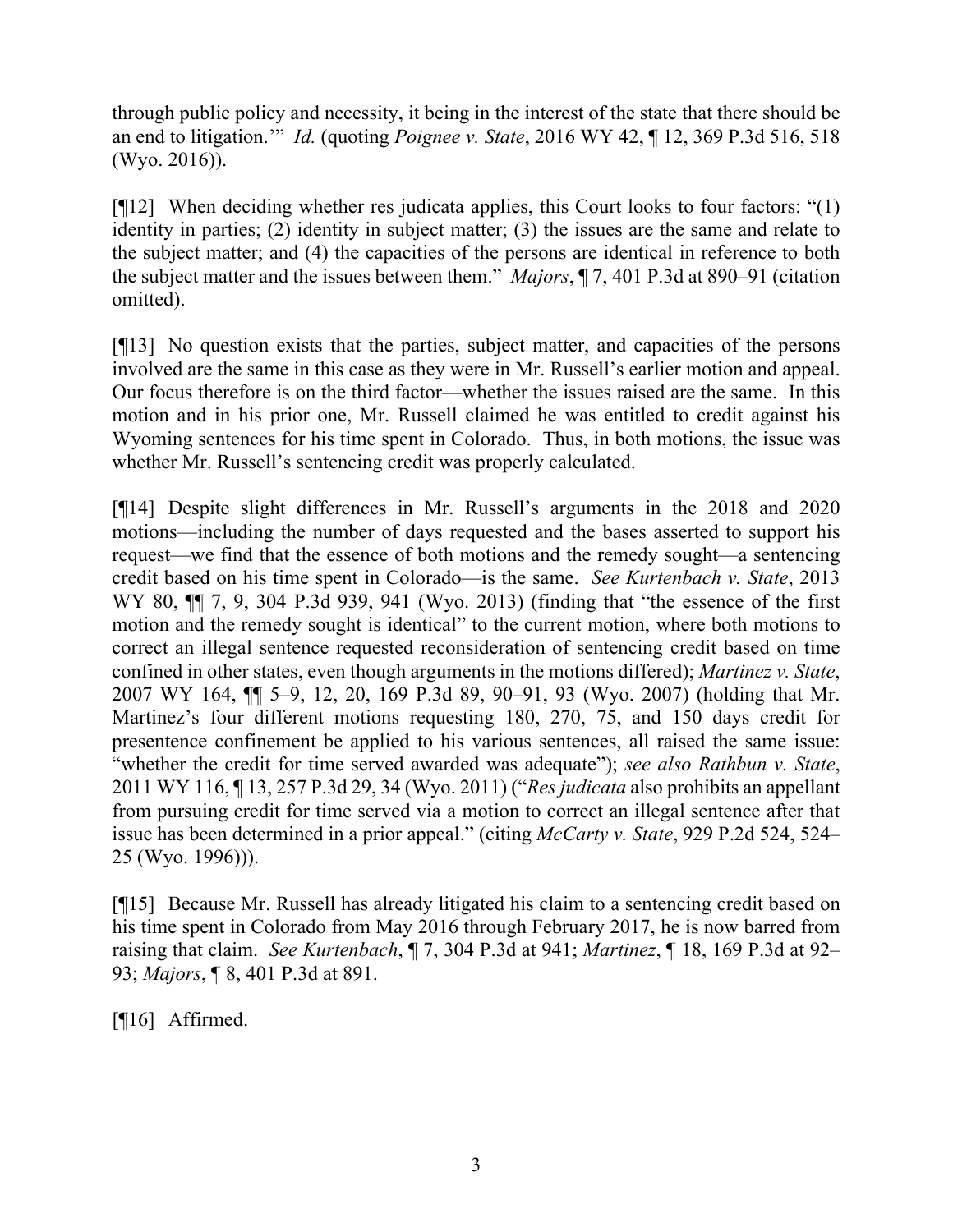through public policy and necessity, it being in the interest of the state that there should be an end to litigation.'" *Id.* (quoting *Poignee v. State*, 2016 WY 42, ¶ 12, 369 P.3d 516, 518 (Wyo. 2016)).

[¶12] When deciding whether res judicata applies, this Court looks to four factors: "(1) identity in parties; (2) identity in subject matter; (3) the issues are the same and relate to the subject matter; and (4) the capacities of the persons are identical in reference to both the subject matter and the issues between them." *Majors*, ¶ 7, 401 P.3d at 890–91 (citation omitted).

[¶13] No question exists that the parties, subject matter, and capacities of the persons involved are the same in this case as they were in Mr. Russell's earlier motion and appeal. Our focus therefore is on the third factor—whether the issues raised are the same. In this motion and in his prior one, Mr. Russell claimed he was entitled to credit against his Wyoming sentences for his time spent in Colorado. Thus, in both motions, the issue was whether Mr. Russell's sentencing credit was properly calculated.

[¶14] Despite slight differences in Mr. Russell's arguments in the 2018 and 2020 motions—including the number of days requested and the bases asserted to support his request—we find that the essence of both motions and the remedy sought—a sentencing credit based on his time spent in Colorado—is the same. *See Kurtenbach v. State*, 2013 WY 80, ¶¶ 7, 9, 304 P.3d 939, 941 (Wyo. 2013) (finding that "the essence of the first motion and the remedy sought is identical" to the current motion, where both motions to correct an illegal sentence requested reconsideration of sentencing credit based on time confined in other states, even though arguments in the motions differed); *Martinez v. State*, 2007 WY 164, ¶¶ 5–9, 12, 20, 169 P.3d 89, 90–91, 93 (Wyo. 2007) (holding that Mr. Martinez's four different motions requesting 180, 270, 75, and 150 days credit for presentence confinement be applied to his various sentences, all raised the same issue: "whether the credit for time served awarded was adequate"); *see also Rathbun v. State*, 2011 WY 116, ¶ 13, 257 P.3d 29, 34 (Wyo. 2011) ("*Res judicata* also prohibits an appellant from pursuing credit for time served via a motion to correct an illegal sentence after that issue has been determined in a prior appeal." (citing *McCarty v. State*, 929 P.2d 524, 524–25 (Wyo. 1996))).

[¶15] Because Mr. Russell has already litigated his claim to a sentencing credit based on his time spent in Colorado from May 2016 through February 2017, he is now barred from raising that claim. *See Kurtenbach*, ¶ 7, 304 P.3d at 941; *Martinez*, ¶ 18, 169 P.3d at 92–93; *Majors*, ¶ 8, 401 P.3d at 891.

[¶16] Affirmed.